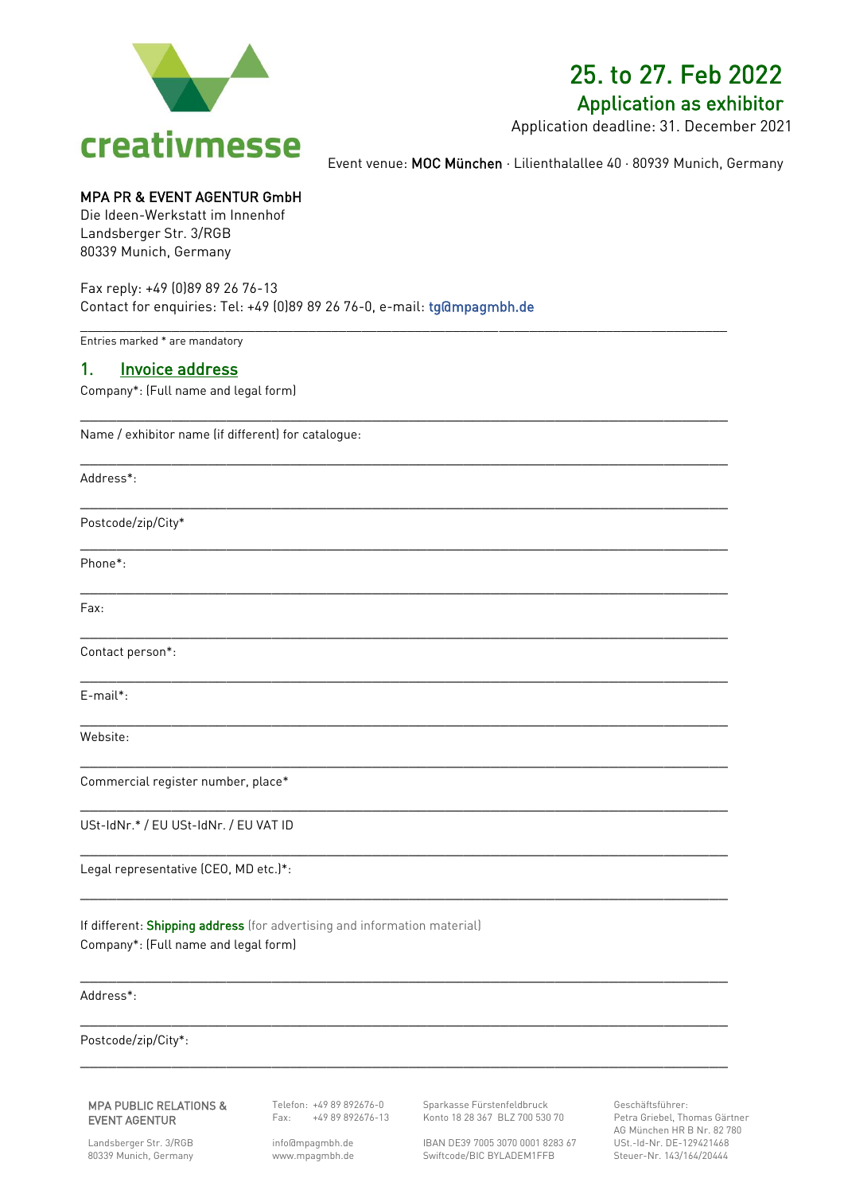creativmesse

# 25. to 27. Feb 2022

## Application as exhibitor

Application deadline: 31. December 2021

Event venue: **MOC München** · Lilienthalallee 40 · 80939 Munich, Germany

**MPA PR & EVENT AGENTUR GmbH**
Die Ideen-Werkstatt im Innenhof
Landsberger Str. 3/RGB
80339 Munich, Germany

Fax reply: +49 (0)89 89 26 76-13
Contact for enquiries: Tel: +49 (0)89 89 26 76-0, e-mail: tg@mpagmbh.de

---

Entries marked * are mandatory

## 1. Invoice address

Company*: (Full name and legal form)

______________________________________________________________________________

Name / exhibitor name (if different) for catalogue:

______________________________________________________________________________

Address*:

______________________________________________________________________________

Postcode/zip/City*

______________________________________________________________________________

Phone*:

______________________________________________________________________________

Fax:

______________________________________________________________________________

Contact person*:

______________________________________________________________________________

E-mail*:

______________________________________________________________________________

Website:

______________________________________________________________________________

Commercial register number, place*

______________________________________________________________________________

USt-IdNr.* / EU USt-IdNr. / EU VAT ID

______________________________________________________________________________

Legal representative (CEO, MD etc.)*:

______________________________________________________________________________

If different: **Shipping address** (for advertising and information material)
Company*: (Full name and legal form)

______________________________________________________________________________

Address*:

______________________________________________________________________________

Postcode/zip/City*:

______________________________________________________________________________

**MPA PUBLIC RELATIONS & EVENT AGENTUR**
Landsberger Str. 3/RGB
80339 Munich, Germany

Telefon: +49 89 892676-0
Fax: +49 89 892676-13
info@mpagmbh.de
www.mpagmbh.de

Sparkasse Fürstenfeldbruck
Konto 18 28 367 BLZ 700 530 70
IBAN DE39 7005 3070 0001 8283 67
Swiftcode/BIC BYLADEM1FFB

Geschäftsführer:
Petra Griebel, Thomas Gärtner
AG München HR B Nr. 82 780
USt.-Id-Nr. DE-129421468
Steuer-Nr. 143/164/20444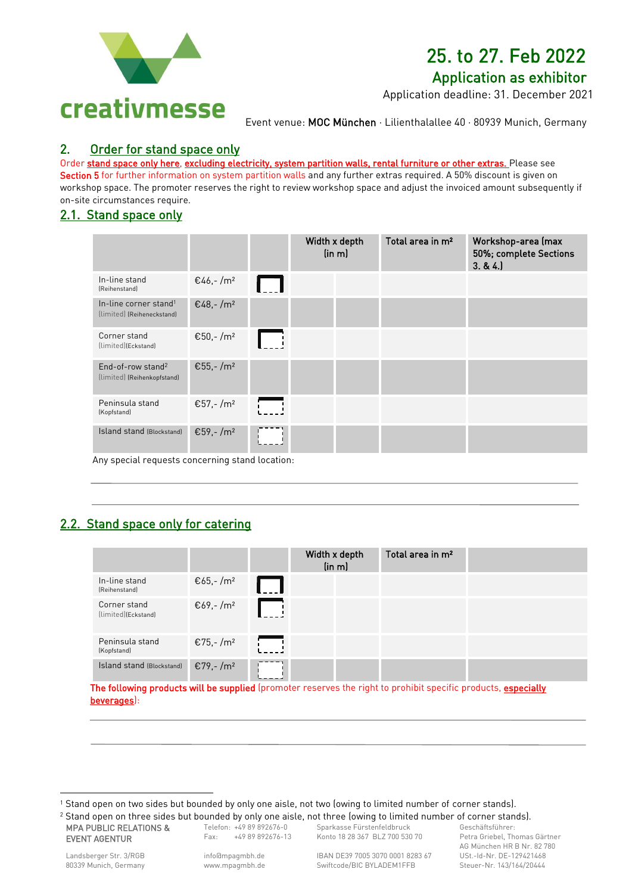# 25. to 27. Feb 2022

## Application as exhibitor

Application deadline: 31. December 2021

Event venue: **MOC München** · Lilienthalallee 40 · 80939 Munich, Germany

## 2. Order for stand space only

Order **stand space only here, excluding electricity, system partition walls, rental furniture or other extras.** Please see **Section 5** for further information on system partition walls and any further extras required. A 50% discount is given on workshop space. The promoter reserves the right to review workshop space and adjust the invoiced amount subsequently if on-site circumstances require.

### 2.1. Stand space only

| | | | Width x depth (in m) | | Total area in m² | Workshop-area (max 50%; complete Sections 3. & 4.) |
|---|---|---|---|---|---|---|
| In-line stand (Reihenstand) | €46,- /m² | | | | | |
| In-line corner stand[1] (limited) (Reiheneckstand) | €48,- /m² | | | | | |
| Corner stand (limited)(Eckstand) | €50,- /m² | | | | | |
| End-of-row stand[2] (limited) (Reihenkopfstand) | €55,- /m² | | | | | |
| Peninsula stand (Kopfstand) | €57,- /m² | | | | | |
| Island stand (Blockstand) | €59,- /m² | | | | | |

Any special requests concerning stand location:

______________________________________________

______________________________________________

### 2.2. Stand space only for catering

| | | | Width x depth (in m) | | Total area in m² | |
|---|---|---|---|---|---|---|
| In-line stand (Reihenstand) | €65,- /m² | | | | | |
| Corner stand (limited)(Eckstand) | €69,- /m² | | | | | |
| Peninsula stand (Kopfstand) | €75,- /m² | | | | | |
| Island stand (Blockstand) | €79,- /m² | | | | | |

**The following products will be supplied** (promoter reserves the right to prohibit specific products, **especially beverages**):

______________________________________________

______________________________________________

[1] Stand open on two sides but bounded by only one aisle, not two (owing to limited number of corner stands).

[2] Stand open on three sides but bounded by only one aisle, not three (owing to limited number of corner stands).

MPA PUBLIC RELATIONS & EVENT AGENTUR
Landsberger Str. 3/RGB
80339 Munich, Germany

Telefon: +49 89 892676-0
Fax: +49 89 892676-13
info@mpagmbh.de
www.mpagmbh.de

Sparkasse Fürstenfeldbruck
Konto 18 28 367 BLZ 700 530 70
IBAN DE39 7005 3070 0001 8283 67
Swiftcode/BIC BYLADEM1FFB

Geschäftsführer:
Petra Griebel, Thomas Gärtner
AG München HR B Nr. 82 780
USt.-Id-Nr. DE-129421468
Steuer-Nr. 143/164/20444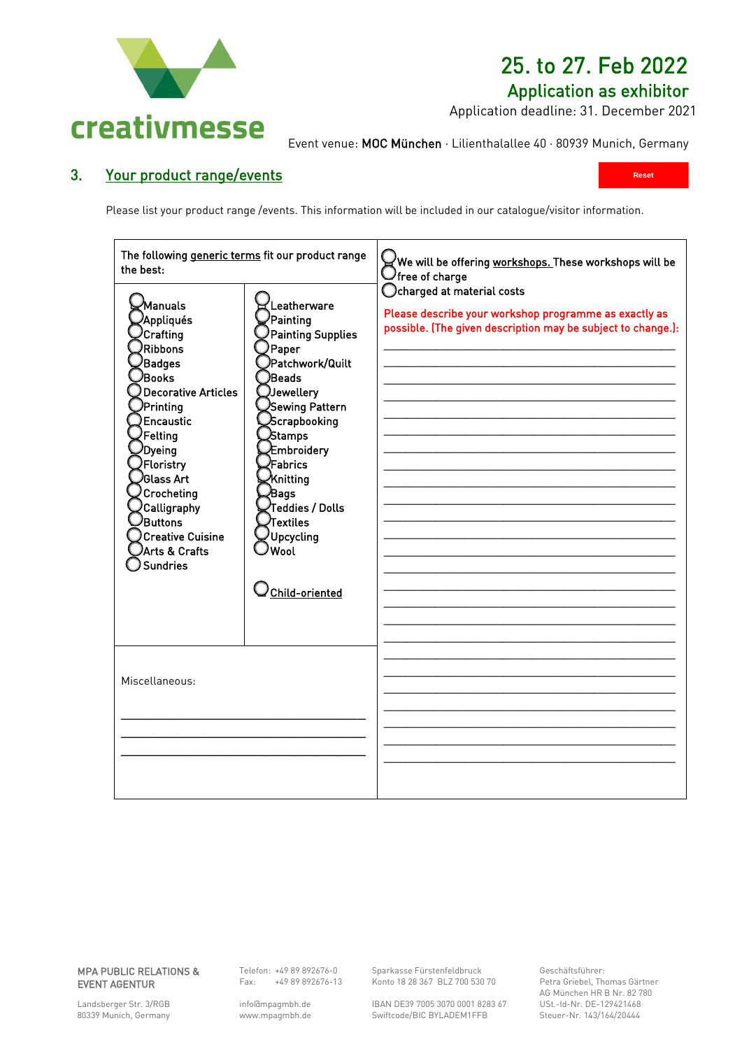creativmesse

# 25. to 27. Feb 2022

## Application as exhibitor

Application deadline: 31. December 2021

Event venue: **MOC München** · Lilienthalallee 40 · 80939 Munich, Germany

## 3. Your product range/events

Reset

Please list your product range /events. This information will be included in our catalogue/visitor information.

The following generic terms fit our product range the best:

- ◯ Manuals
- ◯ Appliqués
- ◯ Crafting
- ◯ Ribbons
- ◯ Badges
- ◯ Books
- ◯ Decorative Articles
- ◯ Printing
- ◯ Encaustic
- ◯ Felting
- ◯ Dyeing
- ◯ Floristry
- ◯ Glass Art
- ◯ Crocheting
- ◯ Calligraphy
- ◯ Buttons
- ◯ Creative Cuisine
- ◯ Arts & Crafts
- ◯ Sundries
- ◯ Leatherware
- ◯ Painting
- ◯ Painting Supplies
- ◯ Paper
- ◯ Patchwork/Quilt
- ◯ Beads
- ◯ Jewellery
- ◯ Sewing Pattern
- ◯ Scrapbooking
- ◯ Stamps
- ◯ Embroidery
- ◯ Fabrics
- ◯ Knitting
- ◯ Bags
- ◯ Teddies / Dolls
- ◯ Textiles
- ◯ Upcycling
- ◯ Wool
- ◯ Child-oriented

Miscellaneous:

\_\_\_\_\_\_\_\_\_\_\_\_\_\_\_\_\_\_\_\_\_\_\_\_\_\_\_\_\_\_\_\_\_\_\_\_\_\_\_\_

\_\_\_\_\_\_\_\_\_\_\_\_\_\_\_\_\_\_\_\_\_\_\_\_\_\_\_\_\_\_\_\_\_\_\_\_\_\_\_\_

\_\_\_\_\_\_\_\_\_\_\_\_\_\_\_\_\_\_\_\_\_\_\_\_\_\_\_\_\_\_\_\_\_\_\_\_\_\_\_\_

◯ We will be offering workshops. These workshops will be
◯ free of charge
◯ charged at material costs

Please describe your workshop programme as exactly as possible. (The given description may be subject to change.):

\_\_\_\_\_\_\_\_\_\_\_\_\_\_\_\_\_\_\_\_\_\_\_\_\_\_\_\_\_\_\_\_\_\_\_\_\_\_\_\_

\_\_\_\_\_\_\_\_\_\_\_\_\_\_\_\_\_\_\_\_\_\_\_\_\_\_\_\_\_\_\_\_\_\_\_\_\_\_\_\_

\_\_\_\_\_\_\_\_\_\_\_\_\_\_\_\_\_\_\_\_\_\_\_\_\_\_\_\_\_\_\_\_\_\_\_\_\_\_\_\_

\_\_\_\_\_\_\_\_\_\_\_\_\_\_\_\_\_\_\_\_\_\_\_\_\_\_\_\_\_\_\_\_\_\_\_\_\_\_\_\_

\_\_\_\_\_\_\_\_\_\_\_\_\_\_\_\_\_\_\_\_\_\_\_\_\_\_\_\_\_\_\_\_\_\_\_\_\_\_\_\_

MPA PUBLIC RELATIONS & EVENT AGENTUR
Landsberger Str. 3/RGB
80339 Munich, Germany

Telefon: +49 89 892676-0
Fax: +49 89 892676-13
info@mpagmbh.de
www.mpagmbh.de

Sparkasse Fürstenfeldbruck
Konto 18 28 367 BLZ 700 530 70
IBAN DE39 7005 3070 0001 8283 67
Swiftcode/BIC BYLADEM1FFB

Geschäftsführer:
Petra Griebel, Thomas Gärtner
AG München HR B Nr. 82 780
USt.-Id-Nr. DE-129421468
Steuer-Nr. 143/164/20444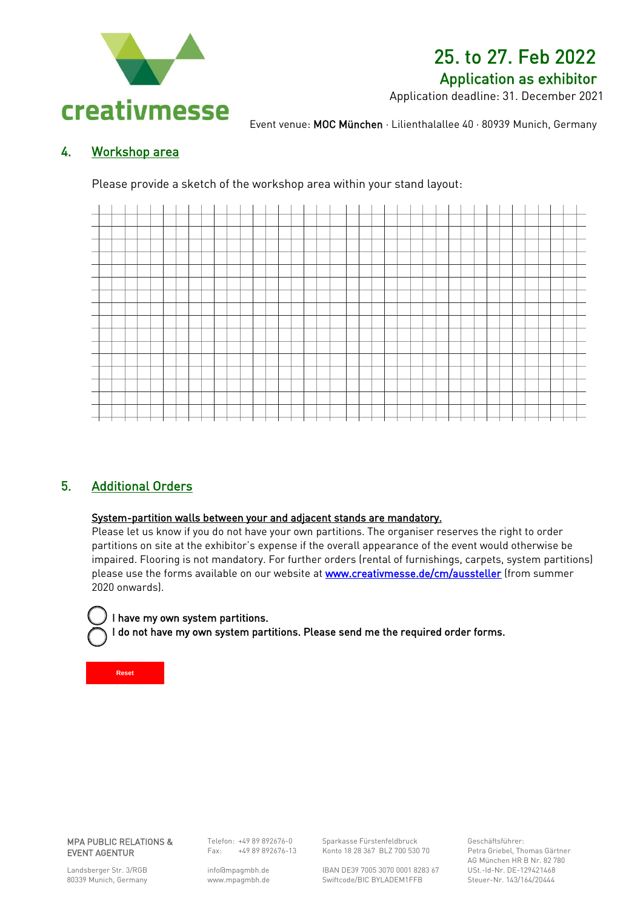25. to 27. Feb 2022

Application as exhibitor

Application deadline: 31. December 2021

Event venue: **MOC München** · Lilienthalallee 40 · 80939 Munich, Germany

## 4. Workshop area

Please provide a sketch of the workshop area within your stand layout:

## 5. Additional Orders

**System-partition walls between your and adjacent stands are mandatory.**

Please let us know if you do not have your own partitions. The organiser reserves the right to order partitions on site at the exhibitor's expense if the overall appearance of the event would otherwise be impaired. Flooring is not mandatory. For further orders (rental of furnishings, carpets, system partitions) please use the forms available on our website at www.creativmesse.de/cm/aussteller (from summer 2020 onwards).

- ◯ I have my own system partitions.
- ◯ I do not have my own system partitions. Please send me the required order forms.

Reset

MPA PUBLIC RELATIONS & EVENT AGENTUR
Landsberger Str. 3/RGB
80339 Munich, Germany

Telefon: +49 89 892676-0
Fax: +49 89 892676-13
info@mpagmbh.de
www.mpagmbh.de

Sparkasse Fürstenfeldbruck
Konto 18 28 367 BLZ 700 530 70
IBAN DE39 7005 3070 0001 8283 67
Swiftcode/BIC BYLADEM1FFB

Geschäftsführer:
Petra Griebel, Thomas Gärtner
AG München HR B Nr. 82 780
USt.-Id-Nr. DE-129421468
Steuer-Nr. 143/164/20444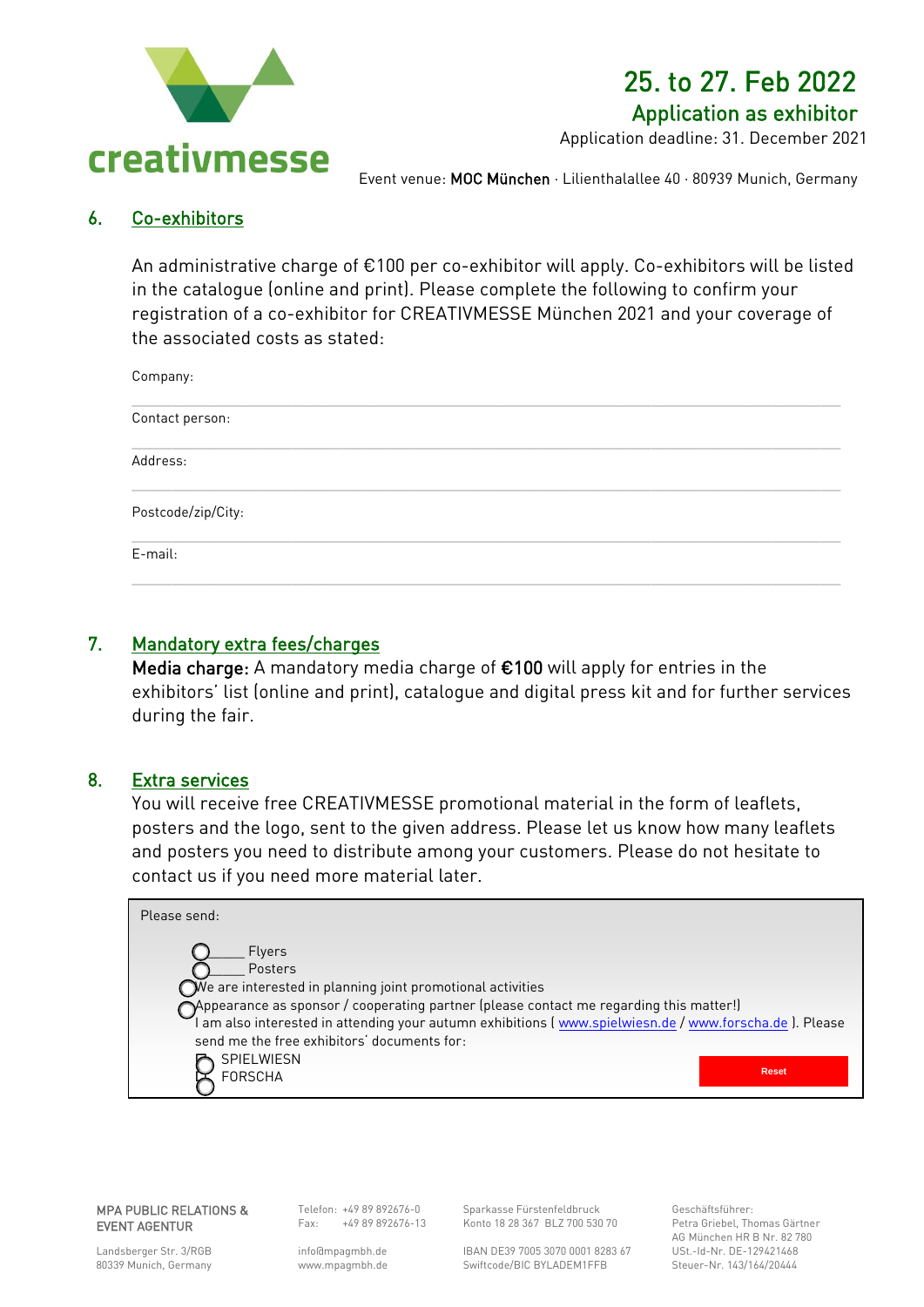creativmesse

# 25. to 27. Feb 2022

## Application as exhibitor

Application deadline: 31. December 2021

Event venue: **MOC München** · Lilienthalallee 40 · 80939 Munich, Germany

## 6. Co-exhibitors

An administrative charge of €100 per co-exhibitor will apply. Co-exhibitors will be listed in the catalogue (online and print). Please complete the following to confirm your registration of a co-exhibitor for CREATIVMESSE München 2021 and your coverage of the associated costs as stated:

Company:

---

Contact person:

---

Address:

---

Postcode/zip/City:

---

E-mail:

---

## 7. Mandatory extra fees/charges

**Media charge:** A mandatory media charge of **€100** will apply for entries in the exhibitors' list (online and print), catalogue and digital press kit and for further services during the fair.

## 8. Extra services

You will receive free CREATIVMESSE promotional material in the form of leaflets, posters and the logo, sent to the given address. Please let us know how many leaflets and posters you need to distribute among your customers. Please do not hesitate to contact us if you need more material later.

Please send:

- ○ _____ Flyers
- ○ _____ Posters
- ○ We are interested in planning joint promotional activities
- ○ Appearance as sponsor / cooperating partner (please contact me regarding this matter!)

I am also interested in attending your autumn exhibitions ( www.spielwiesn.de / www.forscha.de ). Please send me the free exhibitors' documents for:

- ○ SPIELWIESN
- ○ FORSCHA

Reset

MPA PUBLIC RELATIONS & EVENT AGENTUR
Landsberger Str. 3/RGB
80339 Munich, Germany

Telefon: +49 89 892676-0
Fax: +49 89 892676-13
info@mpagmbh.de
www.mpagmbh.de

Sparkasse Fürstenfeldbruck
Konto 18 28 367 BLZ 700 530 70
IBAN DE39 7005 3070 0001 8283 67
Swiftcode/BIC BYLADEM1FFB

Geschäftsführer:
Petra Griebel, Thomas Gärtner
AG München HR B Nr. 82 780
USt.-Id-Nr. DE-129421468
Steuer-Nr. 143/164/20444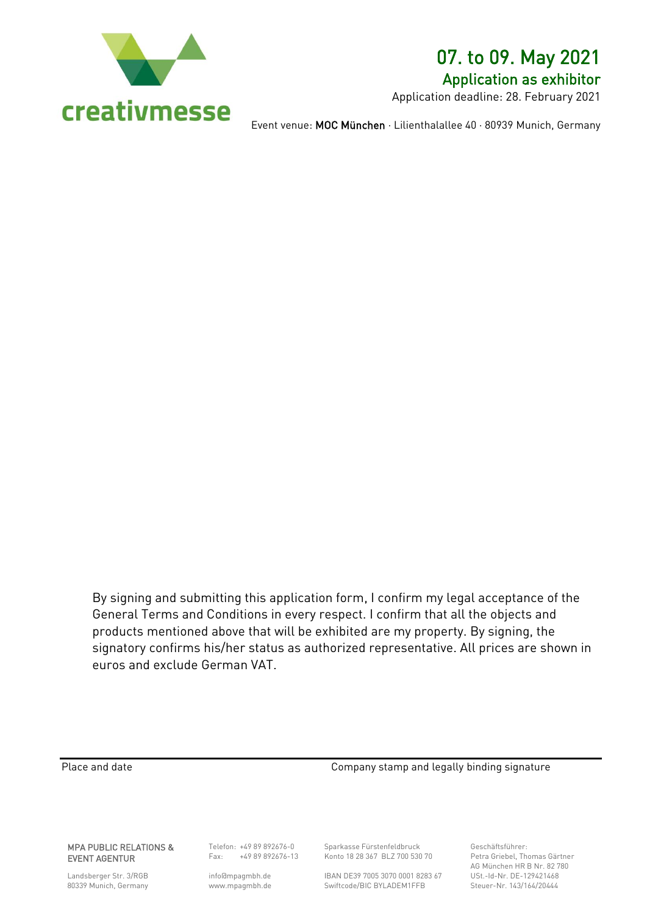# 07. to 09. May 2021

## Application as exhibitor

Application deadline: 28. February 2021

Event venue: **MOC München** · Lilienthalallee 40 · 80939 Munich, Germany

By signing and submitting this application form, I confirm my legal acceptance of the General Terms and Conditions in every respect. I confirm that all the objects and products mentioned above that will be exhibited are my property. By signing, the signatory confirms his/her status as authorized representative. All prices are shown in euros and exclude German VAT.

Place and date

Company stamp and legally binding signature

**MPA PUBLIC RELATIONS & EVENT AGENTUR**

Landsberger Str. 3/RGB
80339 Munich, Germany

Telefon: +49 89 892676-0
Fax: +49 89 892676-13

info@mpagmbh.de
www.mpagmbh.de

Sparkasse Fürstenfeldbruck
Konto 18 28 367 BLZ 700 530 70

IBAN DE39 7005 3070 0001 8283 67
Swiftcode/BIC BYLADEM1FFB

Geschäftsführer:
Petra Griebel, Thomas Gärtner
AG München HR B Nr. 82 780
USt.-Id-Nr. DE-129421468
Steuer-Nr. 143/164/20444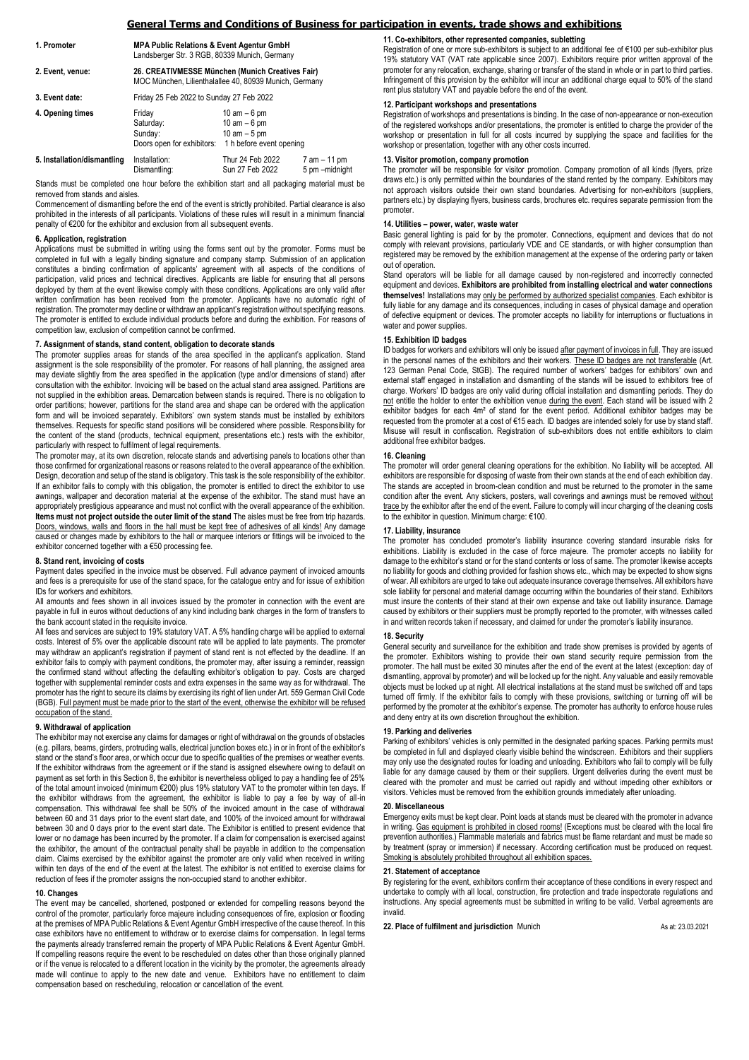# General Terms and Conditions of Business for participation in events, trade shows and exhibitions

| | | | |
|---|---|---|---|
| **1. Promoter** | **MPA Public Relations & Event Agentur GmbH** Landsberger Str. 3 RGB, 80339 Munich, Germany | | |
| **2. Event, venue:** | **26. CREATIVMESSE München (Munich Creatives Fair)** MOC München, Lilienthalallee 40, 80939 Munich, Germany | | |
| **3. Event date:** | Friday 25 Feb 2022 to Sunday 27 Feb 2022 | | |
| **4. Opening times** | Friday | 10 am – 6 pm | |
| | Saturday: | 10 am – 6 pm | |
| | Sunday: | 10 am – 5 pm | |
| | Doors open for exhibitors: | 1 h before event opening | |
| **5. Installation/dismantling** | Installation: | Thur 24 Feb 2022 | 7 am – 11 pm |
| | Dismantling: | Sun 27 Feb 2022 | 5 pm –midnight |

Stands must be completed one hour before the exhibition start and all packaging material must be removed from stands and aisles.

Commencement of dismantling before the end of the event is strictly prohibited. Partial clearance is also prohibited in the interests of all participants. Violations of these rules will result in a minimum financial penalty of €200 for the exhibitor and exclusion from all subsequent events.

### 6. Application, registration

Applications must be submitted in writing using the forms sent out by the promoter. Forms must be completed in full with a legally binding signature and company stamp. Submission of an application constitutes a binding confirmation of applicants' agreement with all aspects of the conditions of participation, valid prices and technical directives. Applicants are liable for ensuring that all persons deployed by them at the event likewise comply with these conditions. Applications are only valid after written confirmation has been received from the promoter. Applicants have no automatic right of registration. The promoter may decline or withdraw an applicant's registration without specifying reasons. The promoter is entitled to exclude individual products before and during the exhibition. For reasons of competition law, exclusion of competition cannot be confirmed.

### 7. Assignment of stands, stand content, obligation to decorate stands

The promoter supplies areas for stands of the area specified in the applicant's application. Stand assignment is the sole responsibility of the promoter. For reasons of hall planning, the assigned area may deviate slightly from the area specified in the application (type and/or dimensions of stand) after consultation with the exhibitor. Invoicing will be based on the actual stand area assigned. Partitions are not supplied in the exhibition areas. Demarcation between stands is required. There is no obligation to order partitions; however, partitions for the stand area and shape can be ordered with the application form and will be invoiced separately. Exhibitors' own system stands must be installed by exhibitors themselves. Requests for specific stand positions will be considered where possible. Responsibility for the content of the stand (products, technical equipment, presentations etc.) rests with the exhibitor, particularly with respect to fulfilment of legal requirements.

The promoter may, at its own discretion, relocate stands and advertising panels to locations other than those confirmed for organizational reasons or reasons related to the overall appearance of the exhibition. Design, decoration and setup of the stand is obligatory. This task is the sole responsibility of the exhibitor. If an exhibitor fails to comply with this obligation, the promoter is entitled to direct the exhibitor to use awnings, wallpaper and decoration material at the expense of the exhibitor. The stand must have an appropriately prestigious appearance and must not conflict with the overall appearance of the exhibition. **Items must not project outside the outer limit of the stand** The aisles must be free from trip hazards. Doors, windows, walls and floors in the hall must be kept free of adhesives of all kinds! Any damage caused or changes made by exhibitors to the hall or marquee interiors or fittings will be invoiced to the exhibitor concerned together with a €50 processing fee.

### 8. Stand rent, invoicing of costs

Payment dates specified in the invoice must be observed. Full advance payment of invoiced amounts and fees is a prerequisite for use of the stand space, for the catalogue entry and for issue of exhibition IDs for workers and exhibitors.

All amounts and fees shown in all invoices issued by the promoter in connection with the event are payable in full in euros without deductions of any kind including bank charges in the form of transfers to the bank account stated in the requisite invoice.

All fees and services are subject to 19% statutory VAT. A 5% handling charge will be applied to external costs. Interest of 5% over the applicable discount rate will be applied to late payments. The promoter may withdraw an applicant's registration if payment of stand rent is not effected by the deadline. If an exhibitor fails to comply with payment conditions, the promoter may, after issuing a reminder, reassign the confirmed stand without affecting the defaulting exhibitor's obligation to pay. Costs are charged together with supplemental reminder costs and extra expenses in the same way as for withdrawal. The promoter has the right to secure its claims by exercising its right of lien under Art. 559 German Civil Code (BGB). Full payment must be made prior to the start of the event, otherwise the exhibitor will be refused occupation of the stand.

### 9. Withdrawal of application

The exhibitor may not exercise any claims for damages or right of withdrawal on the grounds of obstacles (e.g. pillars, beams, girders, protruding walls, electrical junction boxes etc.) in or in front of the exhibitor's stand or the stand's floor area, or which occur due to specific qualities of the premises or weather events. If the exhibitor withdraws from the agreement or if the stand is assigned elsewhere owing to default on payment as set forth in this Section 8, the exhibitor is nevertheless obliged to pay a handling fee of 25% of the total amount invoiced (minimum €200) plus 19% statutory VAT to the promoter within ten days. If the exhibitor withdraws from the agreement, the exhibitor is liable to pay a fee by way of all-in compensation. This withdrawal fee shall be 50% of the invoiced amount in the case of withdrawal between 60 and 31 days prior to the event start date, and 100% of the invoiced amount for withdrawal between 30 and 0 days prior to the event start date. The Exhibitor is entitled to present evidence that lower or no damage has been incurred by the promoter. If a claim for compensation is exercised against the exhibitor, the amount of the contractual penalty shall be payable in addition to the compensation claim. Claims exercised by the exhibitor against the promoter are only valid when received in writing within ten days of the end of the event at the latest. The exhibitor is not entitled to exercise claims for reduction of fees if the promoter assigns the non-occupied stand to another exhibitor.

### 10. Changes

The event may be cancelled, shortened, postponed or extended for compelling reasons beyond the control of the promoter, particularly force majeure including consequences of fire, explosion or flooding at the premises of MPA Public Relations & Event Agentur GmbH irrespective of the cause thereof. In this case exhibitors have no entitlement to withdraw or to exercise claims for compensation. In legal terms the payments already transferred remain the property of MPA Public Relations & Event Agentur GmbH. If compelling reasons require the event to be rescheduled on dates other than those originally planned or if the venue is relocated to a different location in the vicinity by the promoter, the agreements already made will continue to apply to the new date and venue. Exhibitors have no entitlement to claim compensation based on rescheduling, relocation or cancellation of the event.

### 11. Co-exhibitors, other represented companies, subletting

Registration of one or more sub-exhibitors is subject to an additional fee of €100 per sub-exhibitor plus 19% statutory VAT (VAT rate applicable since 2007). Exhibitors require prior written approval of the promoter for any relocation, exchange, sharing or transfer of the stand in whole or in part to third parties. Infringement of this provision by the exhibitor will incur an additional charge equal to 50% of the stand rent plus statutory VAT and payable before the end of the event.

### 12. Participant workshops and presentations

Registration of workshops and presentations is binding. In the case of non-appearance or non-execution of the registered workshops and/or presentations, the promoter is entitled to charge the provider of the workshop or presentation in full for all costs incurred by supplying the space and facilities for the workshop or presentation, together with any other costs incurred.

### 13. Visitor promotion, company promotion

The promoter will be responsible for visitor promotion. Company promotion of all kinds (flyers, prize draws etc.) is only permitted within the boundaries of the stand rented by the company. Exhibitors may not approach visitors outside their own stand boundaries. Advertising for non-exhibitors (suppliers, partners etc.) by displaying flyers, business cards, brochures etc. requires separate permission from the promoter.

### 14. Utilities – power, water, waste water

Basic general lighting is paid for by the promoter. Connections, equipment and devices that do not comply with relevant provisions, particularly VDE and CE standards, or with higher consumption than registered may be removed by the exhibition management at the expense of the ordering party or taken out of operation.

Stand operators will be liable for all damage caused by non-registered and incorrectly connected equipment and devices. **Exhibitors are prohibited from installing electrical and water connections themselves!** Installations may only be performed by authorized specialist companies. Each exhibitor is fully liable for any damage and its consequences, including in cases of physical damage and operation of defective equipment or devices. The promoter accepts no liability for interruptions or fluctuations in water and power supplies.

### 15. Exhibition ID badges

ID badges for workers and exhibitors will only be issued after payment of invoices in full. They are issued in the personal names of the exhibitors and their workers. These ID badges are not transferable (Art. 123 German Penal Code, StGB). The required number of workers' badges for exhibitors' own and external staff engaged in installation and dismantling of the stands will be issued to exhibitors free of charge. Workers' ID badges are only valid during official installation and dismantling periods. They do not entitle the holder to enter the exhibition venue during the event. Each stand will be issued with 2 exhibitor badges for each 4m² of stand for the event period. Additional exhibitor badges may be requested from the promoter at a cost of €15 each. ID badges are intended solely for use by stand staff. Misuse will result in confiscation. Registration of sub-exhibitors does not entitle exhibitors to claim additional free exhibitor badges.

### 16. Cleaning

The promoter will order general cleaning operations for the exhibition. No liability will be accepted. All exhibitors are responsible for disposing of waste from their own stands at the end of each exhibition day. The stands are accepted in broom-clean condition and must be returned to the promoter in the same condition after the event. Any stickers, posters, wall coverings and awnings must be removed without trace by the exhibitor after the end of the event. Failure to comply will incur charging of the cleaning costs to the exhibitor in question. Minimum charge: €100.

### 17. Liability, insurance

The promoter has concluded promoter's liability insurance covering standard insurable risks for exhibitions. Liability is excluded in the case of force majeure. The promoter accepts no liability for damage to the exhibitor's stand or for the stand contents or loss of same. The promoter likewise accepts no liability for goods and clothing provided for fashion shows etc., which may be expected to show signs of wear. All exhibitors are urged to take out adequate insurance coverage themselves. All exhibitors have sole liability for personal and material damage occurring within the boundaries of their stand. Exhibitors must insure the contents of their stand at their own expense and take out liability insurance. Damage caused by exhibitors or their suppliers must be promptly reported to the promoter, with witnesses called in and written records taken if necessary, and claimed for under the promoter's liability insurance.

### 18. Security

General security and surveillance for the exhibition and trade show premises is provided by agents of the promoter. Exhibitors wishing to provide their own stand security require permission from the promoter. The hall must be exited 30 minutes after the end of the event at the latest (exception: day of dismantling, approval by promoter) and will be locked up for the night. Any valuable and easily removable objects must be locked up at night. All electrical installations at the stand must be switched off and taps turned off firmly. If the exhibitor fails to comply with these provisions, switching or turning off will be performed by the promoter at the exhibitor's expense. The promoter has authority to enforce house rules and deny entry at its own discretion throughout the exhibition.

### 19. Parking and deliveries

Parking of exhibitors' vehicles is only permitted in the designated parking spaces. Parking permits must be completed in full and displayed clearly visible behind the windscreen. Exhibitors and their suppliers may only use the designated routes for loading and unloading. Exhibitors who fail to comply will be fully liable for any damage caused by them or their suppliers. Urgent deliveries during the event must be cleared with the promoter and must be carried out rapidly and without impeding other exhibitors or visitors. Vehicles must be removed from the exhibition grounds immediately after unloading.

### 20. Miscellaneous

Emergency exits must be kept clear. Point loads at stands must be cleared with the promoter in advance in writing. Gas equipment is prohibited in closed rooms! (Exceptions must be cleared with the local fire prevention authorities.) Flammable materials and fabrics must be flame retardant and must be made so by treatment (spray or immersion) if necessary. According certification must be produced on request. Smoking is absolutely prohibited throughout all exhibition spaces.

### 21. Statement of acceptance

By registering for the event, exhibitors confirm their acceptance of these conditions in every respect and undertake to comply with all local, construction, fire protection and trade inspectorate regulations and instructions. Any special agreements must be submitted in writing to be valid. Verbal agreements are invalid.

**22. Place of fulfilment and jurisdiction** Munich

As at: 23.03.2021